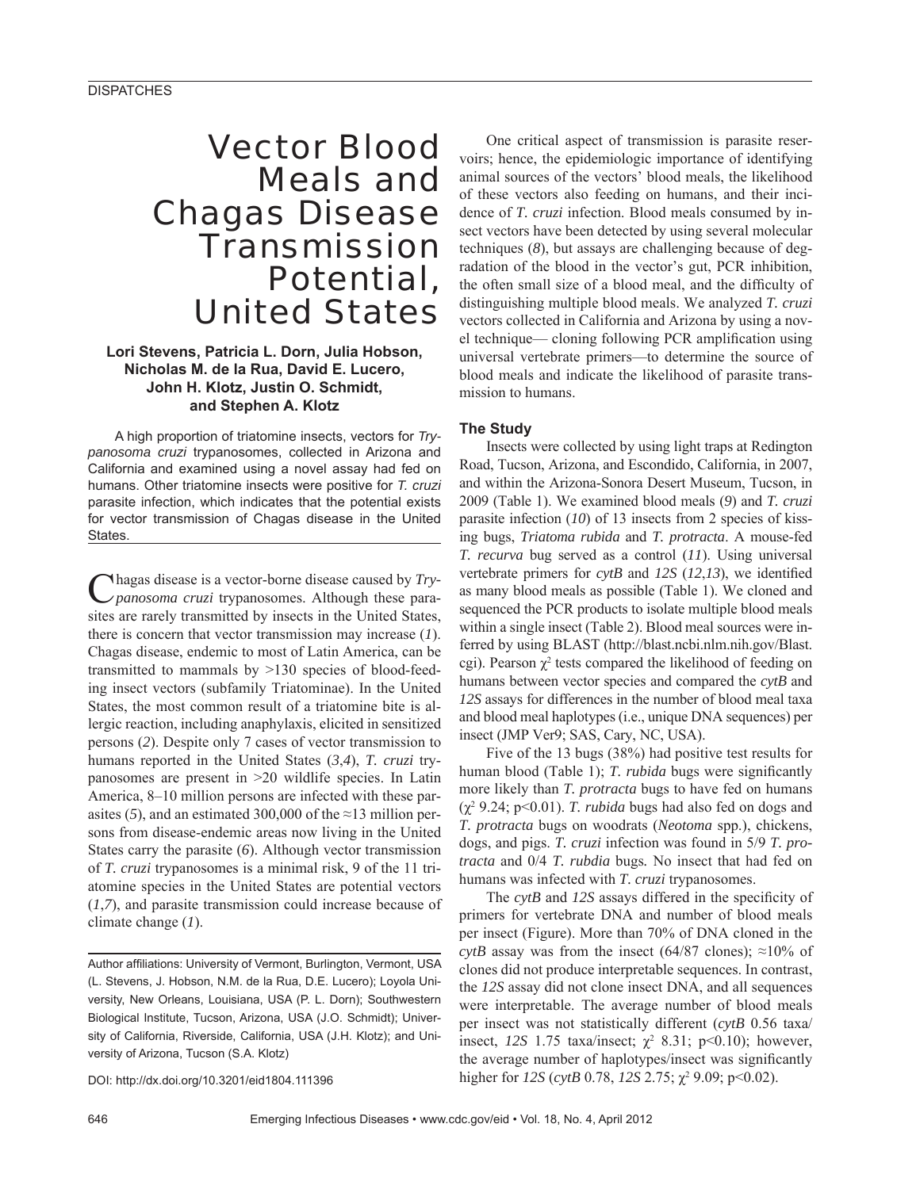# Vector Blood Meals and Chagas Disease Transmission Potential, United States

**Lori Stevens, Patricia L. Dorn, Julia Hobson, Nicholas M. de la Rua, David E. Lucero, John H. Klotz, Justin O. Schmidt, and Stephen A. Klotz**

A high proportion of triatomine insects, vectors for *Trypanosoma cruzi* trypanosomes, collected in Arizona and California and examined using a novel assay had fed on humans. Other triatomine insects were positive for *T. cruzi* parasite infection, which indicates that the potential exists for vector transmission of Chagas disease in the United States.

Chagas disease is a vector-borne disease caused by *Trypanosoma cruzi* trypanosomes. Although these parasites are rarely transmitted by insects in the United States, there is concern that vector transmission may increase (*1*). Chagas disease, endemic to most of Latin America, can be transmitted to mammals by >130 species of blood-feeding insect vectors (subfamily Triatominae). In the United States, the most common result of a triatomine bite is allergic reaction, including anaphylaxis, elicited in sensitized persons (*2*). Despite only 7 cases of vector transmission to humans reported in the United States (*3*,*4*), *T. cruzi* trypanosomes are present in >20 wildlife species. In Latin America, 8–10 million persons are infected with these parasites (*5*), and an estimated 300,000 of the ≈13 million persons from disease-endemic areas now living in the United States carry the parasite (*6*). Although vector transmission of *T. cruzi* trypanosomes is a minimal risk, 9 of the 11 triatomine species in the United States are potential vectors (*1*,*7*), and parasite transmission could increase because of climate change (*1*).

Author affiliations: University of Vermont, Burlington, Vermont, USA (L. Stevens, J. Hobson, N.M. de la Rua, D.E. Lucero); Loyola University, New Orleans, Louisiana, USA (P. L. Dorn); Southwestern Biological Institute, Tucson, Arizona, USA (J.O. Schmidt); University of California, Riverside, California, USA (J.H. Klotz); and University of Arizona, Tucson (S.A. Klotz)

DOI: http://dx.doi.org/10.3201/eid1804.111396

One critical aspect of transmission is parasite reservoirs; hence, the epidemiologic importance of identifying animal sources of the vectors' blood meals, the likelihood of these vectors also feeding on humans, and their incidence of *T. cruzi* infection. Blood meals consumed by insect vectors have been detected by using several molecular techniques (*8*), but assays are challenging because of degradation of the blood in the vector's gut, PCR inhibition, the often small size of a blood meal, and the difficulty of distinguishing multiple blood meals. We analyzed *T. cruzi* vectors collected in California and Arizona by using a novel technique— cloning following PCR amplification using universal vertebrate primers—to determine the source of blood meals and indicate the likelihood of parasite transmission to humans.

## The Study

Insects were collected by using light traps at Redington Road, Tucson, Arizona, and Escondido, California, in 2007, and within the Arizona-Sonora Desert Museum, Tucson, in 2009 (Table 1). We examined blood meals (*9*) and *T. cruzi* parasite infection (*10*) of 13 insects from 2 species of kissing bugs, *Triatoma rubida* and *T. protracta*. A mouse-fed *T. recurva* bug served as a control (*11*). Using universal vertebrate primers for *cytB* and *12S* (*12*,*13*), we identified as many blood meals as possible (Table 1). We cloned and sequenced the PCR products to isolate multiple blood meals within a single insect (Table 2). Blood meal sources were inferred by using BLAST (http://blast.ncbi.nlm.nih.gov/Blast.cgi). Pearson $\chi^2$ tests compared the likelihood of feeding on humans between vector species and compared the *cytB* and *12S* assays for differences in the number of blood meal taxa and blood meal haplotypes (i.e., unique DNA sequences) per insect (JMP Ver9; SAS, Cary, NC, USA).

Five of the 13 bugs (38%) had positive test results for human blood (Table 1); *T. rubida* bugs were significantly more likely than *T. protracta* bugs to have fed on humans ($\chi^2$ 9.24; p<0.01). *T. rubida* bugs had also fed on dogs and *T. protracta* bugs on woodrats (*Neotoma* spp.), chickens, dogs, and pigs. *T. cruzi* infection was found in 5/9 *T. protracta* and 0/4 *T. rubdia* bugs. No insect that had fed on humans was infected with *T. cruzi* trypanosomes.

The *cytB* and *12S* assays differed in the specificity of primers for vertebrate DNA and number of blood meals per insect (Figure). More than 70% of DNA cloned in the *cytB* assay was from the insect (64/87 clones); ≈10% of clones did not produce interpretable sequences. In contrast, the *12S* assay did not clone insect DNA, and all sequences were interpretable. The average number of blood meals per insect was not statistically different (*cytB* 0.56 taxa/insect, *12S* 1.75 taxa/insect; $\chi^2$ 8.31; p<0.10); however, the average number of haplotypes/insect was significantly higher for *12S* (*cytB* 0.78, *12S* 2.75; $\chi^2$ 9.09; p<0.02).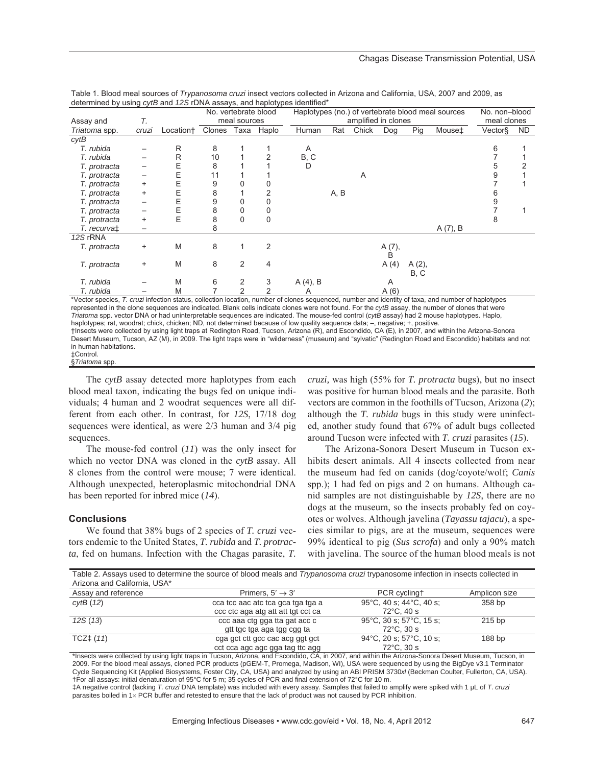Table 1. Blood meal sources of *Trypanosoma cruzi* insect vectors collected in Arizona and California, USA, 2007 and 2009, as determined by using *cytB* and *12S* rDNA assays, and haplotypes identified*

| Assay and *Triatoma* spp. | *T. cruzi* | Location† | No. vertebrate blood meal sources | | | Haplotypes (no.) of vertebrate blood meal sources amplified in clones | | | | | | No. non–blood meal clones | |
|---|---|---|---|---|---|---|---|---|---|---|---|---|---|
| | | | Clones | Taxa | Haplo | Human | Rat | Chick | Dog | Pig | Mouse‡ | Vector§ | ND |
| *cytB* | | | | | | | | | | | | | |
| *T. rubida* | – | R | 8 | 1 | 1 | A | | | | | | 6 | 1 |
| *T. rubida* | – | R | 10 | 1 | 2 | B, C | | | | | | 7 | 1 |
| *T. protracta* | – | E | 8 | 1 | 1 | D | | | | | | 5 | 2 |
| *T. protracta* | – | E | 11 | 1 | 1 | | | A | | | | 9 | 1 |
| *T. protracta* | + | E | 9 | 0 | 0 | | | | | | | 7 | 1 |
| *T. protracta* | + | E | 8 | 1 | 2 | | A, B | | | | | 6 | |
| *T. protracta* | – | E | 9 | 0 | 0 | | | | | | | 9 | |
| *T. protracta* | – | E | 8 | 0 | 0 | | | | | | | 7 | 1 |
| *T. protracta* | + | E | 8 | 0 | 0 | | | | | | | 8 | |
| *T. recurva*‡ | – | | 8 | | | | | | | | A (7), B | | |
| *12S* rRNA | | | | | | | | | | | | | |
| *T. protracta* | + | M | 8 | 1 | 2 | | | | A (7), B | | | | |
| *T. protracta* | + | M | 8 | 2 | 4 | | | | A (4) | A (2), B, C | | | |
| *T. rubida* | – | M | 6 | 2 | 3 | A (4), B | | | A | | | | |
| *T. rubida* | – | M | 7 | 2 | 2 | A | | | A (6) | | | | |

*Vector species, *T. cruzi* infection status, collection location, number of clones sequenced, number and identity of taxa, and number of haplotypes represented in the clone sequences are indicated. Blank cells indicate clones were not found. For the *cytB* assay, the number of clones that were *Triatoma* spp. vector DNA or had uninterpretable sequences are indicated. The mouse-fed control (*cytB* assay) had 2 mouse haplotypes. Haplo, haplotypes; rat, woodrat; chick, chicken; ND, not determined because of low quality sequence data; –, negative; +, positive.
†Insects were collected by using light traps at Redington Road, Tucson, Arizona (R), and Escondido, CA (E), in 2007, and within the Arizona-Sonora Desert Museum, Tucson, AZ (M), in 2009. The light traps were in "wilderness" (museum) and "sylvatic" (Redington Road and Escondido) habitats and not in human habitations.
‡Control.
§*Triatoma* spp.

The *cytB* assay detected more haplotypes from each blood meal taxon, indicating the bugs fed on unique individuals; 4 human and 2 woodrat sequences were all different from each other. In contrast, for *12S*, 17/18 dog sequences were identical, as were 2/3 human and 3/4 pig sequences.

The mouse-fed control (*11*) was the only insect for which no vector DNA was cloned in the *cytB* assay. All 8 clones from the control were mouse; 7 were identical. Although unexpected, heteroplasmic mitochondrial DNA has been reported for inbred mice (*14*).

## Conclusions

We found that 38% bugs of 2 species of *T. cruzi* vectors endemic to the United States, *T. rubida* and *T. protracta*, fed on humans. Infection with the Chagas parasite, *T. cruzi,* was high (55% for *T. protracta* bugs), but no insect was positive for human blood meals and the parasite. Both vectors are common in the foothills of Tucson, Arizona (*2*); although the *T. rubida* bugs in this study were uninfected, another study found that 67% of adult bugs collected around Tucson were infected with *T. cruzi* parasites (*15*).

The Arizona-Sonora Desert Museum in Tucson exhibits desert animals. All 4 insects collected from near the museum had fed on canids (dog/coyote/wolf; *Canis* spp.); 1 had fed on pigs and 2 on humans. Although canid samples are not distinguishable by *12S*, there are no dogs at the museum, so the insects probably fed on coyotes or wolves. Although javelina (*Tayassu tajacu*), a species similar to pigs, are at the museum, sequences were 99% identical to pig (*Sus scrofa*) and only a 90% match with javelina. The source of the human blood meals is not

Table 2. Assays used to determine the source of blood meals and *Trypanosoma cruzi* trypanosome infection in insects collected in Arizona and California, USA*

| Assay and reference | Primers, 5′ → 3′ | PCR cycling† | Amplicon size |
|---|---|---|---|
| *cytB* (*12*) | cca tcc aac atc tca gca tga tga a<br>ccc ctc aga atg att att tgt cct ca | 95°C, 40 s; 44°C, 40 s; 72°C, 40 s | 358 bp |
| *12S* (*13*) | ccc aaa ctg gga tta gat acc c<br>gtt tgc tga aga tgg cgg ta | 95°C, 30 s; 57°C, 15 s; 72°C, 30 s | 215 bp |
| TCZ‡ (*11*) | cga gct ctt gcc cac acg ggt gct<br>cct cca agc agc gga tag ttc agg | 94°C, 20 s; 57°C, 10 s; 72°C, 30 s | 188 bp |

*Insects were collected by using light traps in Tucson, Arizona, and Escondido, CA, in 2007, and within the Arizona-Sonora Desert Museum, Tucson, in 2009. For the blood meal assays, cloned PCR products (pGEM-T, Promega, Madison, WI), USA were sequenced by using the BigDye v3.1 Terminator Cycle Sequencing Kit (Applied Biosystems, Foster City, CA, USA) and analyzed by using an ABI PRISM 3730*xl* (Beckman Coulter, Fullerton, CA, USA).
†For all assays: initial denaturation of 95°C for 5 m; 35 cycles of PCR and final extension of 72°C for 10 m.
‡A negative control (lacking *T. cruzi* DNA template) was included with every assay. Samples that failed to amplify were spiked with 1 μL of *T. cruzi* parasites boiled in 1× PCR buffer and retested to ensure that the lack of product was not caused by PCR inhibition.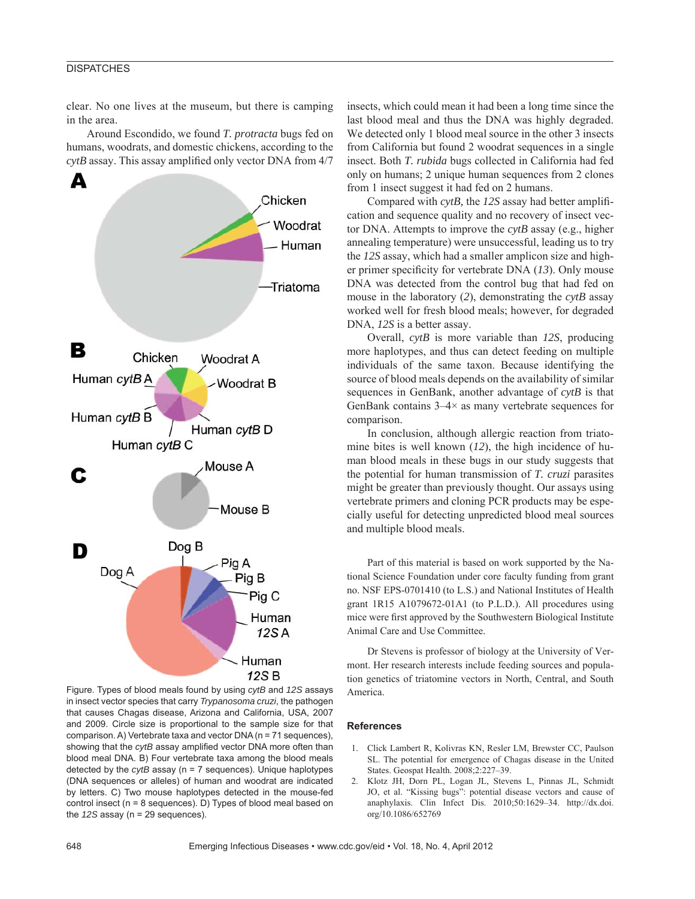clear. No one lives at the museum, but there is camping in the area.

Around Escondido, we found *T. protracta* bugs fed on humans, woodrats, and domestic chickens, according to the *cytB* assay. This assay amplified only vector DNA from 4/7 insects, which could mean it had been a long time since the last blood meal and thus the DNA was highly degraded. We detected only 1 blood meal source in the other 3 insects from California but found 2 woodrat sequences in a single insect. Both *T. rubida* bugs collected in California had fed only on humans; 2 unique human sequences from 2 clones from 1 insect suggest it had fed on 2 humans.

Compared with *cytB,* the *12S* assay had better amplification and sequence quality and no recovery of insect vector DNA. Attempts to improve the *cytB* assay (e.g., higher annealing temperature) were unsuccessful, leading us to try the *12S* assay, which had a smaller amplicon size and higher primer specificity for vertebrate DNA (*13*). Only mouse DNA was detected from the control bug that had fed on mouse in the laboratory (*2*), demonstrating the *cytB* assay worked well for fresh blood meals; however, for degraded DNA, *12S* is a better assay.

Overall, *cytB* is more variable than *12S*, producing more haplotypes, and thus can detect feeding on multiple individuals of the same taxon. Because identifying the source of blood meals depends on the availability of similar sequences in GenBank, another advantage of *cytB* is that GenBank contains 3–4× as many vertebrate sequences for comparison.

In conclusion, although allergic reaction from triatomine bites is well known (*12*), the high incidence of human blood meals in these bugs in our study suggests that the potential for human transmission of *T. cruzi* parasites might be greater than previously thought. Our assays using vertebrate primers and cloning PCR products may be especially useful for detecting unpredicted blood meal sources and multiple blood meals.

Figure. Types of blood meals found by using *cytB* and *12S* assays in insect vector species that carry *Trypanosoma cruzi*, the pathogen that causes Chagas disease, Arizona and California, USA, 2007 and 2009. Circle size is proportional to the sample size for that comparison. A) Vertebrate taxa and vector DNA (n = 71 sequences), showing that the *cytB* assay amplified vector DNA more often than blood meal DNA. B) Four vertebrate taxa among the blood meals detected by the *cytB* assay (n = 7 sequences). Unique haplotypes (DNA sequences or alleles) of human and woodrat are indicated by letters. C) Two mouse haplotypes detected in the mouse-fed control insect (n = 8 sequences). D) Types of blood meal based on the *12S* assay (n = 29 sequences).

Part of this material is based on work supported by the National Science Foundation under core faculty funding from grant no. NSF EPS-0701410 (to L.S.) and National Institutes of Health grant 1R15 A1079672-01A1 (to P.L.D.). All procedures using mice were first approved by the Southwestern Biological Institute Animal Care and Use Committee.

Dr Stevens is professor of biology at the University of Vermont. Her research interests include feeding sources and population genetics of triatomine vectors in North, Central, and South America.

## References

1. Click Lambert R, Kolivras KN, Resler LM, Brewster CC, Paulson SL. The potential for emergence of Chagas disease in the United States. Geospat Health. 2008;2:227–39.
2. Klotz JH, Dorn PL, Logan JL, Stevens L, Pinnas JL, Schmidt JO, et al. "Kissing bugs": potential disease vectors and cause of anaphylaxis. Clin Infect Dis. 2010;50:1629–34. http://dx.doi.org/10.1086/652769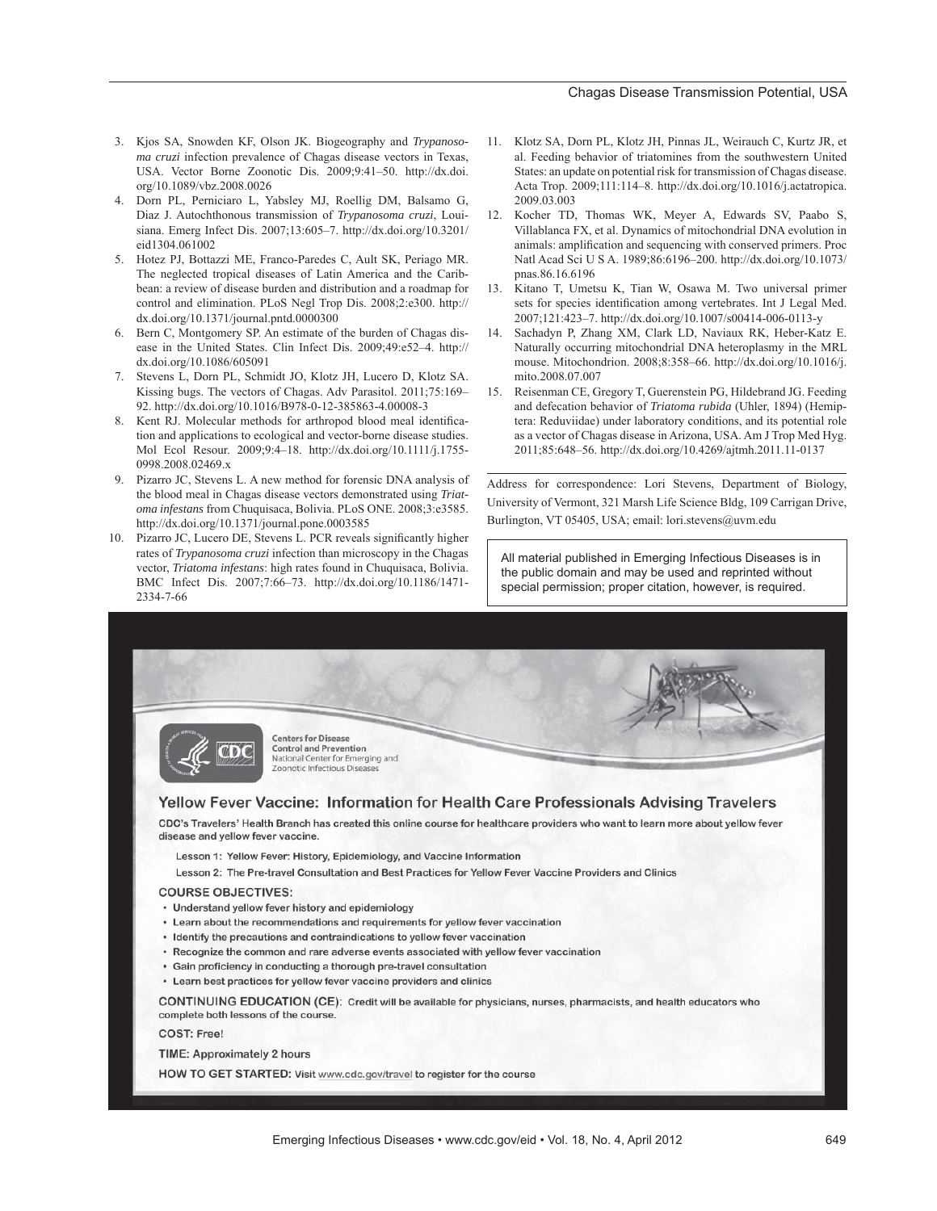3. Kjos SA, Snowden KF, Olson JK. Biogeography and *Trypanosoma cruzi* infection prevalence of Chagas disease vectors in Texas, USA. Vector Borne Zoonotic Dis. 2009;9:41–50. http://dx.doi.org/10.1089/vbz.2008.0026
4. Dorn PL, Perniciaro L, Yabsley MJ, Roellig DM, Balsamo G, Diaz J. Autochthonous transmission of *Trypanosoma cruzi*, Louisiana. Emerg Infect Dis. 2007;13:605–7. http://dx.doi.org/10.3201/eid1304.061002
5. Hotez PJ, Bottazzi ME, Franco-Paredes C, Ault SK, Periago MR. The neglected tropical diseases of Latin America and the Caribbean: a review of disease burden and distribution and a roadmap for control and elimination. PLoS Negl Trop Dis. 2008;2:e300. http://dx.doi.org/10.1371/journal.pntd.0000300
6. Bern C, Montgomery SP. An estimate of the burden of Chagas disease in the United States. Clin Infect Dis. 2009;49:e52–4. http://dx.doi.org/10.1086/605091
7. Stevens L, Dorn PL, Schmidt JO, Klotz JH, Lucero D, Klotz SA. Kissing bugs. The vectors of Chagas. Adv Parasitol. 2011;75:169–92. http://dx.doi.org/10.1016/B978-0-12-385863-4.00008-3
8. Kent RJ. Molecular methods for arthropod blood meal identification and applications to ecological and vector-borne disease studies. Mol Ecol Resour. 2009;9:4–18. http://dx.doi.org/10.1111/j.1755-0998.2008.02469.x
9. Pizarro JC, Stevens L. A new method for forensic DNA analysis of the blood meal in Chagas disease vectors demonstrated using *Triatoma infestans* from Chuquisaca, Bolivia. PLoS ONE. 2008;3:e3585. http://dx.doi.org/10.1371/journal.pone.0003585
10. Pizarro JC, Lucero DE, Stevens L. PCR reveals significantly higher rates of *Trypanosoma cruzi* infection than microscopy in the Chagas vector, *Triatoma infestans*: high rates found in Chuquisaca, Bolivia. BMC Infect Dis. 2007;7:66–73. http://dx.doi.org/10.1186/1471-2334-7-66
11. Klotz SA, Dorn PL, Klotz JH, Pinnas JL, Weirauch C, Kurtz JR, et al. Feeding behavior of triatomines from the southwestern United States: an update on potential risk for transmission of Chagas disease. Acta Trop. 2009;111:114–8. http://dx.doi.org/10.1016/j.actatropica.2009.03.003
12. Kocher TD, Thomas WK, Meyer A, Edwards SV, Paabo S, Villablanca FX, et al. Dynamics of mitochondrial DNA evolution in animals: amplification and sequencing with conserved primers. Proc Natl Acad Sci U S A. 1989;86:6196–200. http://dx.doi.org/10.1073/pnas.86.16.6196
13. Kitano T, Umetsu K, Tian W, Osawa M. Two universal primer sets for species identification among vertebrates. Int J Legal Med. 2007;121:423–7. http://dx.doi.org/10.1007/s00414-006-0113-y
14. Sachadyn P, Zhang XM, Clark LD, Naviaux RK, Heber-Katz E. Naturally occurring mitochondrial DNA heteroplasmy in the MRL mouse. Mitochondrion. 2008;8:358–66. http://dx.doi.org/10.1016/j.mito.2008.07.007
15. Reisenman CE, Gregory T, Guerenstein PG, Hildebrand JG. Feeding and defecation behavior of *Triatoma rubida* (Uhler, 1894) (Hemiptera: Reduviidae) under laboratory conditions, and its potential role as a vector of Chagas disease in Arizona, USA. Am J Trop Med Hyg. 2011;85:648–56. http://dx.doi.org/10.4269/ajtmh.2011.11-0137

Address for correspondence: Lori Stevens, Department of Biology, University of Vermont, 321 Marsh Life Science Bldg, 109 Carrigan Drive, Burlington, VT 05405, USA; email: lori.stevens@uvm.edu

All material published in Emerging Infectious Diseases is in the public domain and may be used and reprinted without special permission; proper citation, however, is required.

Centers for Disease Control and Prevention
National Center for Emerging and Zoonotic Infectious Diseases

## Yellow Fever Vaccine: Information for Health Care Professionals Advising Travelers

**CDC's Travelers' Health Branch has created this online course for healthcare providers who want to learn more about yellow fever disease and yellow fever vaccine.**

Lesson 1: Yellow Fever: History, Epidemiology, and Vaccine Information

Lesson 2: The Pre-travel Consultation and Best Practices for Yellow Fever Vaccine Providers and Clinics

**COURSE OBJECTIVES:**

- Understand yellow fever history and epidemiology
- Learn about the recommendations and requirements for yellow fever vaccination
- Identify the precautions and contraindications to yellow fever vaccination
- Recognize the common and rare adverse events associated with yellow fever vaccination
- Gain proficiency in conducting a thorough pre-travel consultation
- Learn best practices for yellow fever vaccine providers and clinics

**CONTINUING EDUCATION (CE):** Credit will be available for physicians, nurses, pharmacists, and health educators who complete both lessons of the course.

**COST:** Free!

**TIME:** Approximately 2 hours

**HOW TO GET STARTED:** Visit www.cdc.gov/travel to register for the course